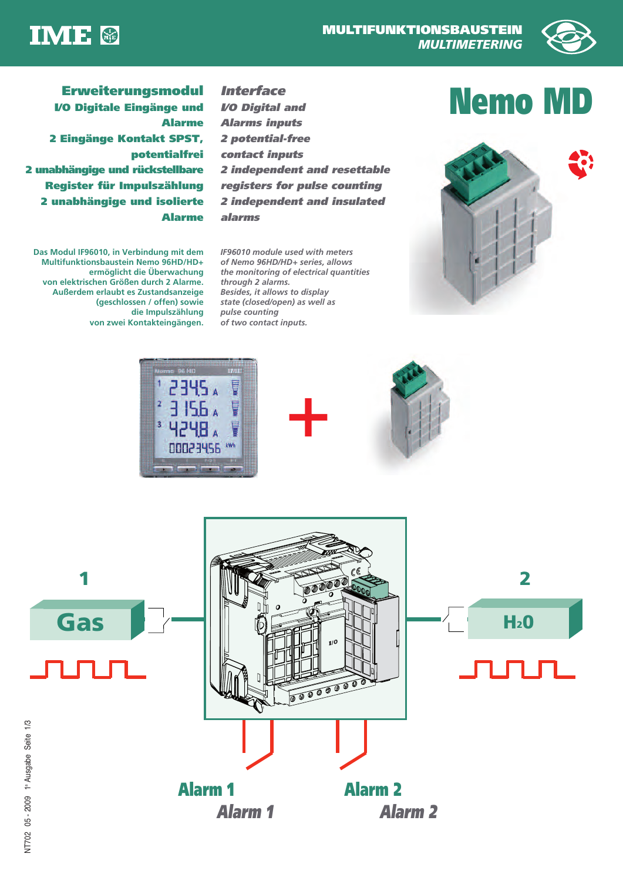# Nemo MD

**MULTIFUNKTIONSBAUSTEIN**
***MULTIMETERING***

## Erweiterungsmodul

**I/O Digitale Eingänge und Alarme**

**2 Eingänge Kontakt SPST, potentialfrei**

**2 unabhängige und rückstellbare Register für Impulszählung**

**2 unabhängige und isolierte Alarme**

## *Interface*

***I/O Digital and Alarms inputs***

***2 potential-free contact inputs***

***2 independent and resettable registers for pulse counting***

***2 independent and insulated alarms***

Das Modul IF96010, in Verbindung mit dem Multifunktionsbaustein Nemo 96HD/HD+ ermöglicht die Überwachung von elektrischen Größen durch 2 Alarme. Außerdem erlaubt es Zustandsanzeige (geschlossen / offen) sowie die Impulszählung von zwei Kontakteingängen.

*IF96010 module used with meters of Nemo 96HD/HD+ series, allows the monitoring of electrical quantities through 2 alarms. Besides, it allows to display state (closed/open) as well as pulse counting of two contact inputs.*

1 Gas

2 $H_2O$

I/O

**Alarm 1**
***Alarm 1***

**Alarm 2**
***Alarm 2***

NT702 05 - 2009 1ª Ausgabe Seite 1/3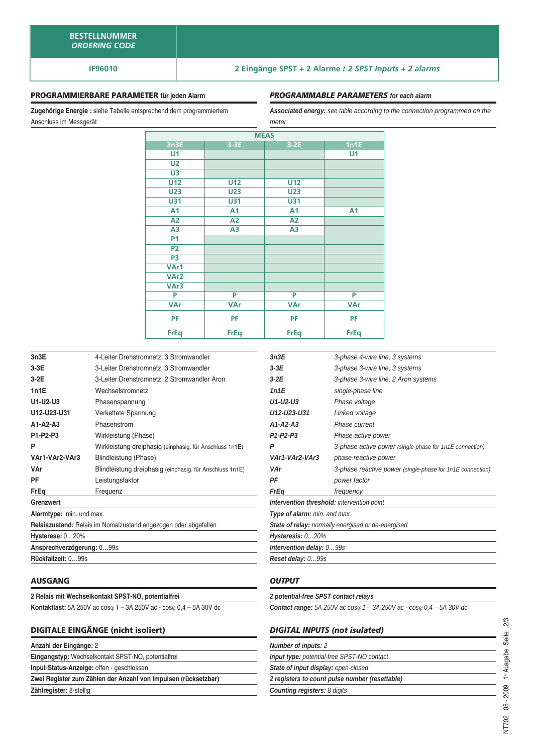| **BESTELLNUMMER** *ORDERING CODE* | |
|---|---|
| **IF96010** | **2 Eingänge SPST + 2 Alarme / *2 SPST Inputs + 2 alarms*** |

## PROGRAMMIERBARE PARAMETER für jeden Alarm

**Zugehörige Energie :** siehe Tabelle entsprechend dem programmiertem Anschluss im Messgerät

## *PROGRAMMABLE PARAMETERS for each alarm*

***Associated energy:*** *see table according to the connection programmed on the meter*

| MEAS | | | |
|---|---|---|---|
| **3n3E** | **3-3E** | **3-2E** | **1n1E** |
| U1 | | | U1 |
| U2 | | | |
| U3 | | | |
| U12 | U12 | U12 | |
| U23 | U23 | U23 | |
| U31 | U31 | U31 | |
| A1 | A1 | A1 | A1 |
| A2 | A2 | A2 | |
| A3 | A3 | A3 | |
| P1 | | | |
| P2 | | | |
| P3 | | | |
| VAr1 | | | |
| VAr2 | | | |
| VAr3 | | | |
| P | P | P | P |
| VAr | VAr | VAr | VAr |
| PF | PF | PF | PF |
| FrEq | FrEq | FrEq | FrEq |

| | |
|---|---|
| **3n3E** | 4-Leiter Drehstromnetz, 3 Stromwandler |
| **3-3E** | 3-Leiter Drehstromnetz, 3 Stromwandler |
| **3-2E** | 3-Leiter Drehstromnetz, 2 Stromwandler Aron |
| **1n1E** | Wechselstromnetz |
| **U1-U2-U3** | Phasenspannung |
| **U12-U23-U31** | Verkettete Spannung |
| **A1-A2-A3** | Phasenstrom |
| **P1-P2-P3** | Wirkleistung (Phase) |
| **P** | Wirkleistung dreiphasig (einphasig. für Anschluss 1n1E) |
| **VAr1-VAr2-VAr3** | Blindleistung (Phase) |
| **VAr** | Blindleistung dreiphasig (einphasig. für Anschluss 1n1E) |
| **PF** | Leistungsfaktor |
| **FrEq** | Frequenz |

**Grenzwert**

**Alarmtype:** min. und max.

**Relaiszustand:** Relais im Nomalzustand angezogen oder abgefallen

**Hysterese:** 0…20%

**Ansprechverzögerung:** 0…99s

**Rückfallzeit:** 0…99s

| | |
|---|---|
| ***3n3E*** | *3-phase 4-wire line, 3 systems* |
| ***3-3E*** | *3-phase 3-wire line, 3 systems* |
| ***3-2E*** | *3-phase 3-wire line, 2 Aron systems* |
| ***1n1E*** | *single-phase line* |
| ***U1-U2-U3*** | *Phase voltage* |
| ***U12-U23-U31*** | *Linked voltage* |
| ***A1-A2-A3*** | *Phase current* |
| ***P1-P2-P3*** | *Phase active power* |
| ***P*** | *3-phase active power (single-phase for 1n1E connection)* |
| ***VAr1-VAr2-VAr3*** | *phase reactive power* |
| ***VAr*** | *3-phase reactive power (single-phase for 1n1E connection)* |
| ***PF*** | *power factor* |
| ***FrEq*** | *frequency* |

***Intervention threshold:*** *intervention point*

***Type of alarm:*** *min. and max.*

***State of relay:*** *normally energised or de-energised*

***Hysteresis:*** *0…20%*

***Intervention delay:*** *0…99s*

***Reset delay:*** *0…99s*

## AUSGANG

**2 Relais mit Wechselkontakt SPST-NO, potentialfrei**

**Kontaktlast:** 5A 250V ac cosφ 1 – 3A 250V ac - cosφ 0,4 – 5A 30V dc

## *OUTPUT*

***2 potential-free SPST contact relays***

***Contact range:*** *5A 250V ac cosφ 1 – 3A 250V ac - cosφ 0,4 – 5A 30V dc*

## DIGITALE EINGÄNGE (nicht isoliert)

**Anzahl der Eingänge:** 2

**Eingangstyp:** Wechselkontakt SPST-NO, potentialfrei

**Input-Status-Anzeige:** offen - geschlossen

**Zwei Register zum Zählen der Anzahl von Impulsen (rücksetzbar)**

**Zählregister:** 8-stellig

## *DIGITAL INPUTS (not isulated)*

***Number of inputs:*** *2*

***Input type:*** *potential-free SPST-NO contact*

***State of input display:*** *open-closed*

***2 registers to count pulse number (resettable)***

***Counting registers:*** *8 digits*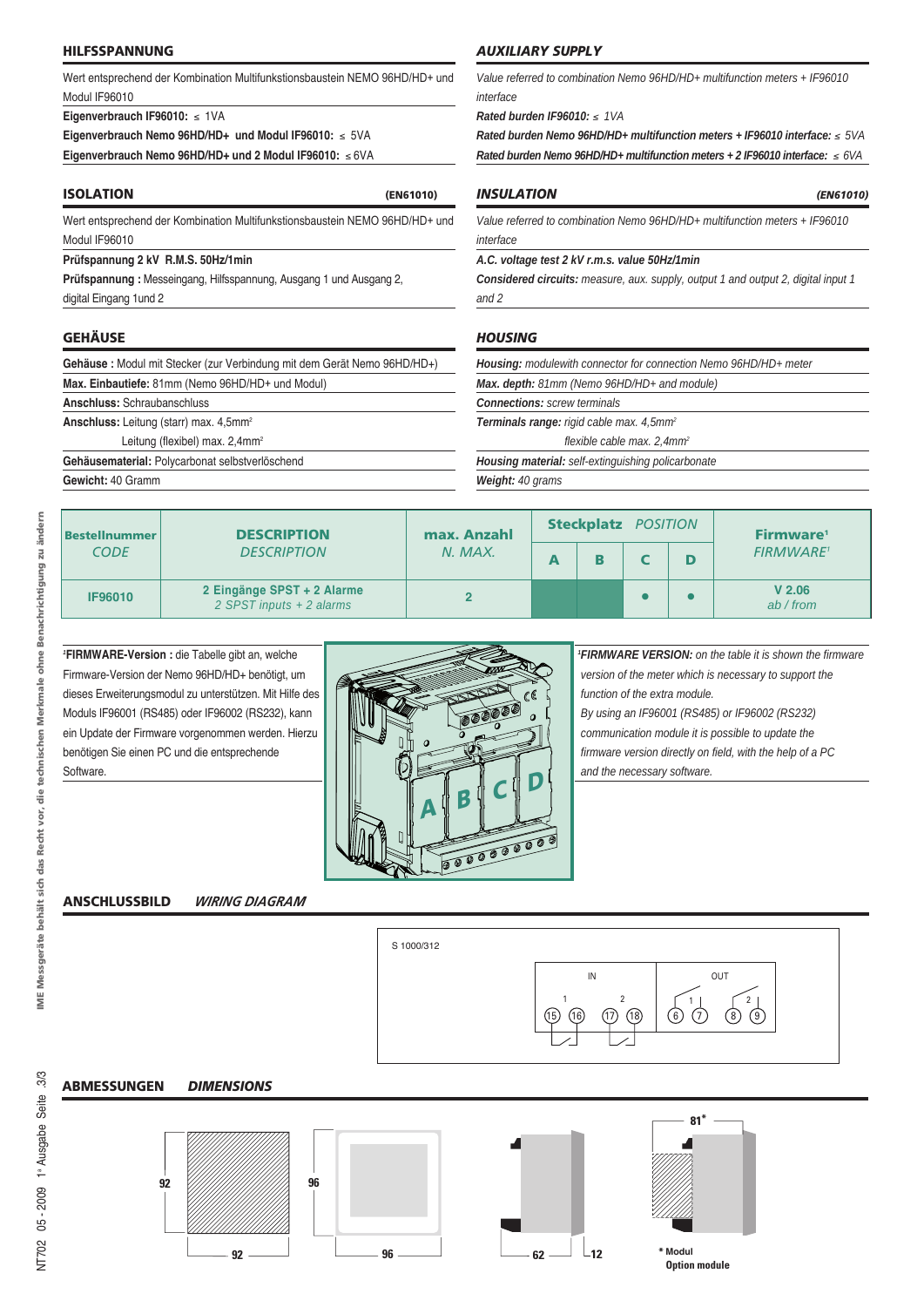## HILFSSPANNUNG

Wert entsprechend der Kombination Multifunkstionsbaustein NEMO 96HD/HD+ und Modul IF96010

**Eigenverbrauch IF96010:** ≤ 1VA

**Eigenverbrauch Nemo 96HD/HD+ und Modul IF96010:** ≤ 5VA

**Eigenverbrauch Nemo 96HD/HD+ und 2 Modul IF96010:** ≤ 6VA

## *AUXILIARY SUPPLY*

*Value referred to combination Nemo 96HD/HD+ multifunction meters + IF96010 interface*

***Rated burden IF96010:*** *≤ 1VA*

***Rated burden Nemo 96HD/HD+ multifunction meters + IF96010 interface:*** *≤ 5VA*

***Rated burden Nemo 96HD/HD+ multifunction meters + 2 IF96010 interface:*** *≤ 6VA*

## ISOLATION (EN61010)

Wert entsprechend der Kombination Multifunkstionsbaustein NEMO 96HD/HD+ und Modul IF96010

**Prüfspannung 2 kV R.M.S. 50Hz/1min**

**Prüfspannung :** Messeingang, Hilfsspannung, Ausgang 1 und Ausgang 2, digital Eingang 1und 2

## *INSULATION (EN61010)*

*Value referred to combination Nemo 96HD/HD+ multifunction meters + IF96010 interface*

***A.C. voltage test 2 kV r.m.s. value 50Hz/1min***

***Considered circuits:*** *measure, aux. supply, output 1 and output 2, digital input 1 and 2*

## GEHÄUSE

**Gehäuse :** Modul mit Stecker (zur Verbindung mit dem Gerät Nemo 96HD/HD+)

**Max. Einbautiefe:** 81mm (Nemo 96HD/HD+ und Modul)

**Anschluss:** Schraubanschluss

**Anschluss:** Leitung (starr) max. 4,5mm²
Leitung (flexibel) max. 2,4mm²

**Gehäusematerial:** Polycarbonat selbstverlöschend

**Gewicht:** 40 Gramm

## *HOUSING*

***Housing:*** *modulewith connector for connection Nemo 96HD/HD+ meter*

***Max. depth:*** *81mm (Nemo 96HD/HD+ and module)*

***Connections:*** *screw terminals*

***Terminals range:*** *rigid cable max. 4,5mm²*
*flexible cable max. 2,4mm²*

***Housing material:*** *self-extinguishing policarbonate*

***Weight:*** *40 grams*

| Bestellnummer *CODE* | DESCRIPTION *DESCRIPTION* | max. Anzahl *N. MAX.* | Steckplatz *POSITION* A | B | C | D | Firmware[1] *FIRMWARE[1]* |
|---|---|---|---|---|---|---|---|
| IF96010 | 2 Eingänge SPST + 2 Alarme *2 SPST inputs + 2 alarms* | 2 | | | ● | ● | V 2.06 *ab / from* |

[1]**FIRMWARE-Version :** die Tabelle gibt an, welche Firmware-Version der Nemo 96HD/HD+ benötigt, um dieses Erweiterungsmodul zu unterstützen. Mit Hilfe des Moduls IF96001 (RS485) oder IF96002 (RS232), kann ein Update der Firmware vorgenommen werden. Hierzu benötigen Sie einen PC und die entsprechende Software.

[1]***FIRMWARE VERSION:*** *on the table it is shown the firmware version of the meter which is necessary to support the function of the extra module.*
*By using an IF96001 (RS485) or IF96002 (RS232) communication module it is possible to update the firmware version directly on field, with the help of a PC and the necessary software.*

A B C D

## ANSCHLUSSBILD *WIRING DIAGRAM*

S 1000/312

IN
1 2
15 16 17 18

OUT
1 2
6 7 8 9

## ABMESSUNGEN *DIMENSIONS*

92
92
96
96
62
12
81*

\* Modul
Option module